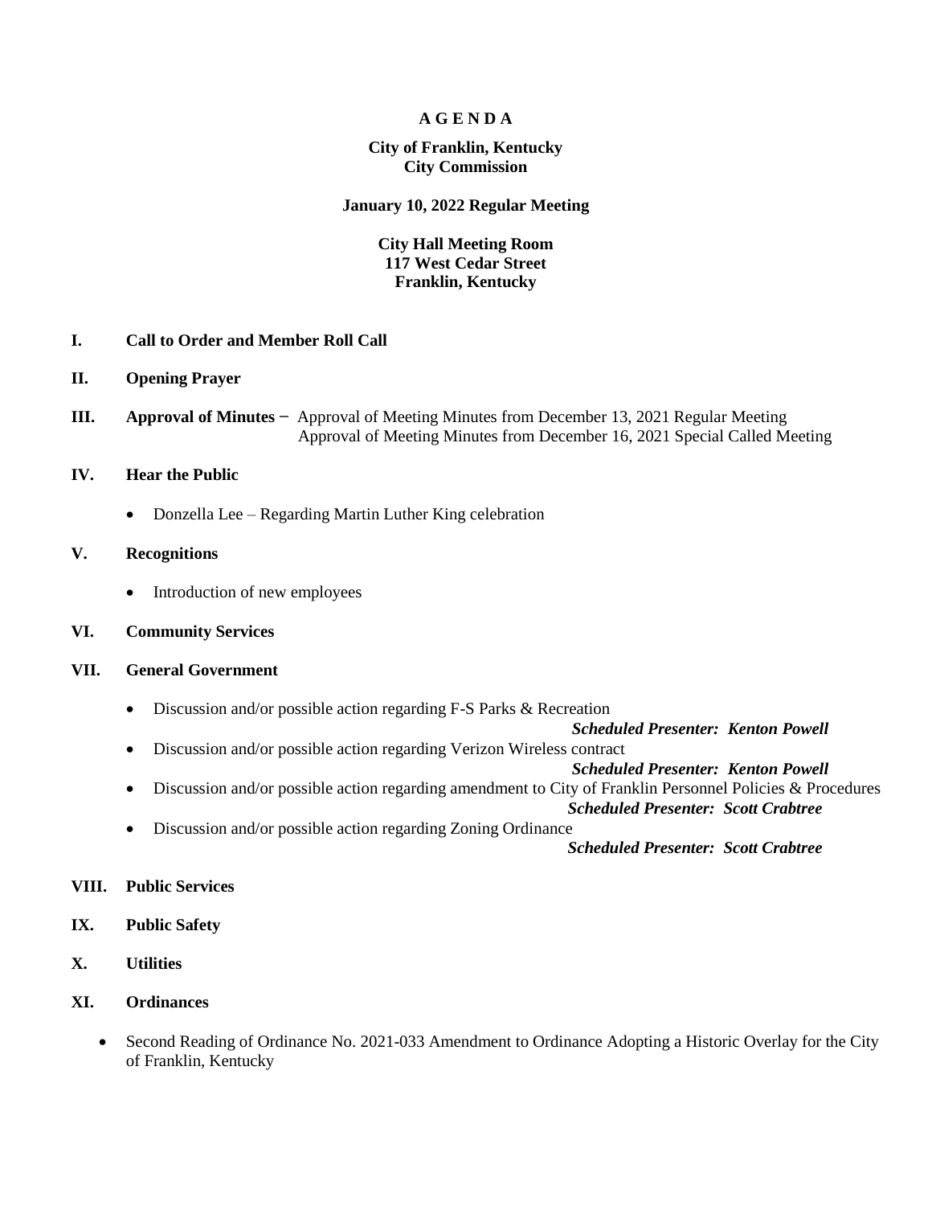# A G E N D A

**City of Franklin, Kentucky**
**City Commission**

**January 10, 2022 Regular Meeting**

**City Hall Meeting Room**
**117 West Cedar Street**
**Franklin, Kentucky**

**I. Call to Order and Member Roll Call**

**II. Opening Prayer**

**III. Approval of Minutes** – Approval of Meeting Minutes from December 13, 2021 Regular Meeting
Approval of Meeting Minutes from December 16, 2021 Special Called Meeting

**IV. Hear the Public**

- Donzella Lee – Regarding Martin Luther King celebration

**V. Recognitions**

- Introduction of new employees

**VI. Community Services**

**VII. General Government**

- Discussion and/or possible action regarding F-S Parks & Recreation
  ***Scheduled Presenter: Kenton Powell***
- Discussion and/or possible action regarding Verizon Wireless contract
  ***Scheduled Presenter: Kenton Powell***
- Discussion and/or possible action regarding amendment to City of Franklin Personnel Policies & Procedures
  ***Scheduled Presenter: Scott Crabtree***
- Discussion and/or possible action regarding Zoning Ordinance
  ***Scheduled Presenter: Scott Crabtree***

**VIII. Public Services**

**IX. Public Safety**

**X. Utilities**

**XI. Ordinances**

- Second Reading of Ordinance No. 2021-033 Amendment to Ordinance Adopting a Historic Overlay for the City of Franklin, Kentucky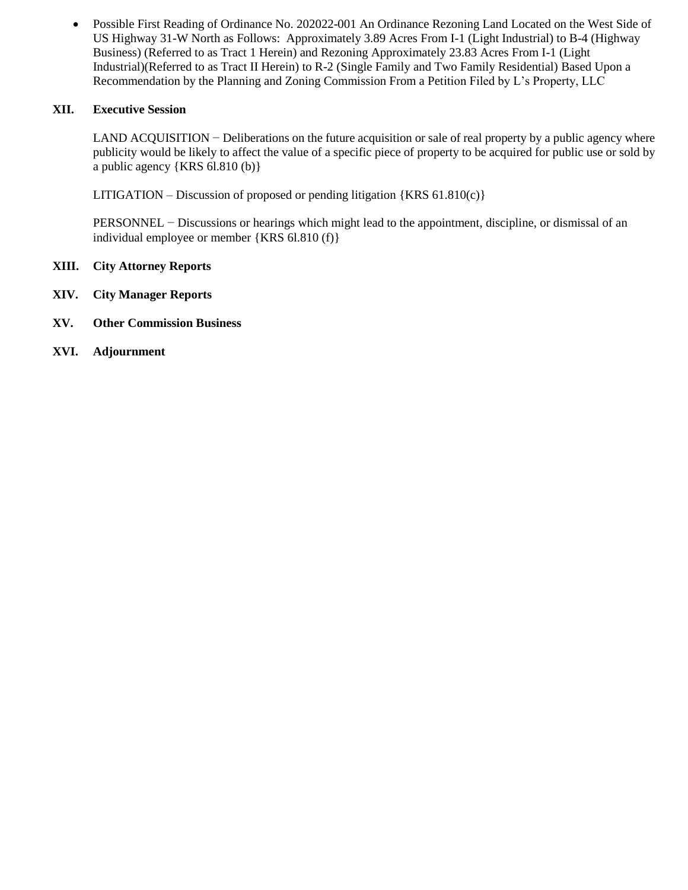- Possible First Reading of Ordinance No. 202022-001 An Ordinance Rezoning Land Located on the West Side of US Highway 31-W North as Follows: Approximately 3.89 Acres From I-1 (Light Industrial) to B-4 (Highway Business) (Referred to as Tract 1 Herein) and Rezoning Approximately 23.83 Acres From I-1 (Light Industrial)(Referred to as Tract II Herein) to R-2 (Single Family and Two Family Residential) Based Upon a Recommendation by the Planning and Zoning Commission From a Petition Filed by L's Property, LLC

**XII. Executive Session**

LAND ACQUISITION − Deliberations on the future acquisition or sale of real property by a public agency where publicity would be likely to affect the value of a specific piece of property to be acquired for public use or sold by a public agency {KRS 6l.810 (b)}

LITIGATION – Discussion of proposed or pending litigation {KRS 61.810(c)}

PERSONNEL − Discussions or hearings which might lead to the appointment, discipline, or dismissal of an individual employee or member {KRS 6l.810 (f)}

**XIII. City Attorney Reports**

**XIV. City Manager Reports**

**XV. Other Commission Business**

**XVI. Adjournment**